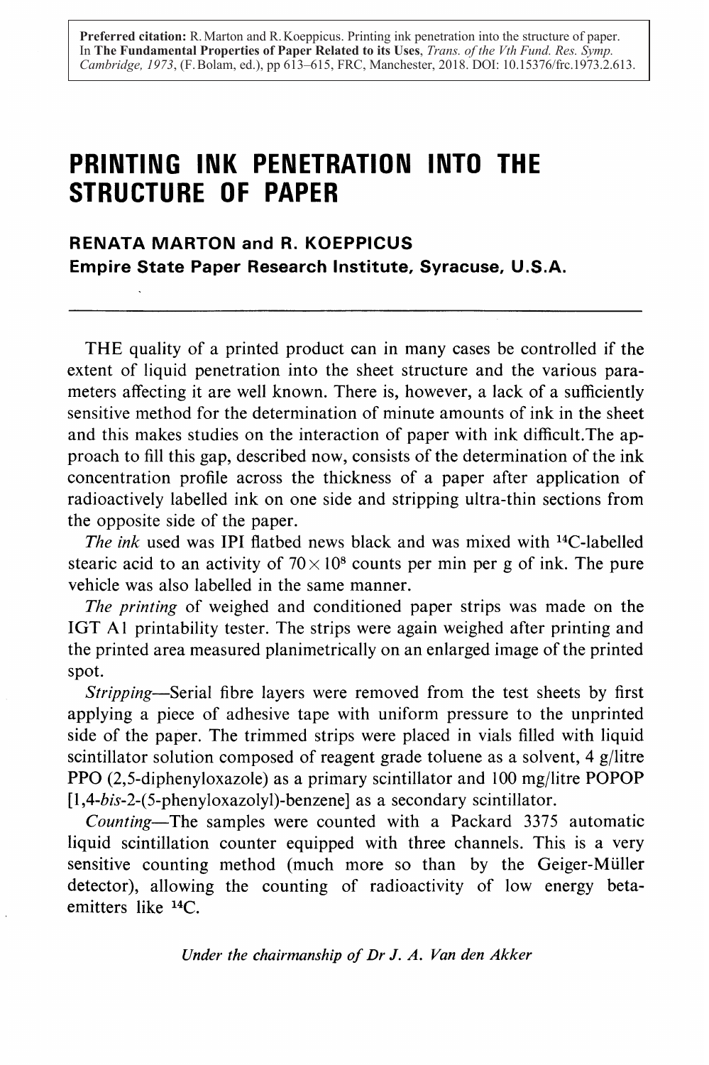**Preferred citation:** R. Marton and R. Koeppicus. Printing ink penetration into the structure of paper. In **The Fundamental Properties of Paper Related to its Uses**, *Trans. of the Vth Fund. Res. Symp. Cambridge, 1973*, (F. Bolam, ed.), pp 613–615, FRC, Manchester, 2018. DOI: 10.15376/frc.1973.2.613.

# PRINTING INK PENETRATION INTO THE STRUCTURE OF PAPER

**RENATA MARTON and R. KOEPPICUS**
**Empire State Paper Research Institute, Syracuse, U.S.A.**

---

THE quality of a printed product can in many cases be controlled if the extent of liquid penetration into the sheet structure and the various parameters affecting it are well known. There is, however, a lack of a sufficiently sensitive method for the determination of minute amounts of ink in the sheet and this makes studies on the interaction of paper with ink difficult.The approach to fill this gap, described now, consists of the determination of the ink concentration profile across the thickness of a paper after application of radioactively labelled ink on one side and stripping ultra-thin sections from the opposite side of the paper.

*The ink* used was IPI flatbed news black and was mixed with $^{14}C$-labelled stearic acid to an activity of $70 \times 10^{8}$ counts per min per g of ink. The pure vehicle was also labelled in the same manner.

*The printing* of weighed and conditioned paper strips was made on the IGT A1 printability tester. The strips were again weighed after printing and the printed area measured planimetrically on an enlarged image of the printed spot.

*Stripping*—Serial fibre layers were removed from the test sheets by first applying a piece of adhesive tape with uniform pressure to the unprinted side of the paper. The trimmed strips were placed in vials filled with liquid scintillator solution composed of reagent grade toluene as a solvent, 4 g/litre PPO (2,5-diphenyloxazole) as a primary scintillator and 100 mg/litre POPOP [1,4-*bis*-2-(5-phenyloxazolyl)-benzene] as a secondary scintillator.

*Counting*—The samples were counted with a Packard 3375 automatic liquid scintillation counter equipped with three channels. This is a very sensitive counting method (much more so than by the Geiger-Müller detector), allowing the counting of radioactivity of low energy beta-emitters like $^{14}C$.

*Under the chairmanship of Dr J. A. Van den Akker*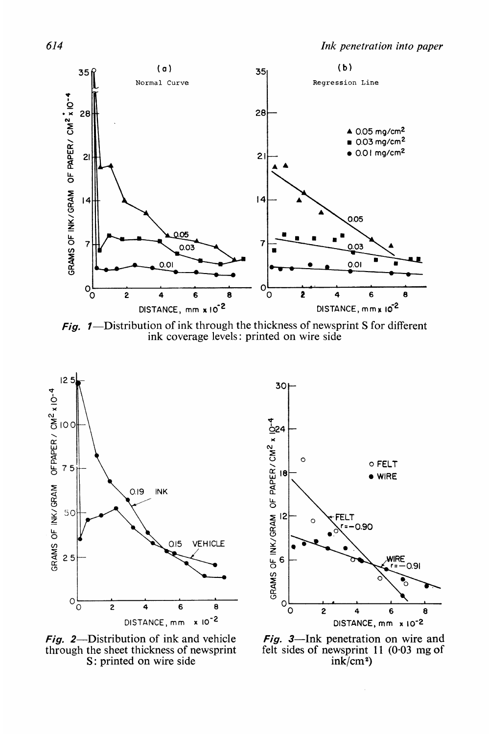*Fig. 1*—Distribution of ink through the thickness of newsprint S for different ink coverage levels: printed on wire side

*Fig. 2*—Distribution of ink and vehicle through the sheet thickness of newsprint S: printed on wire side

*Fig. 3*—Ink penetration on wire and felt sides of newsprint 11 (0·03 mg of ink/cm²)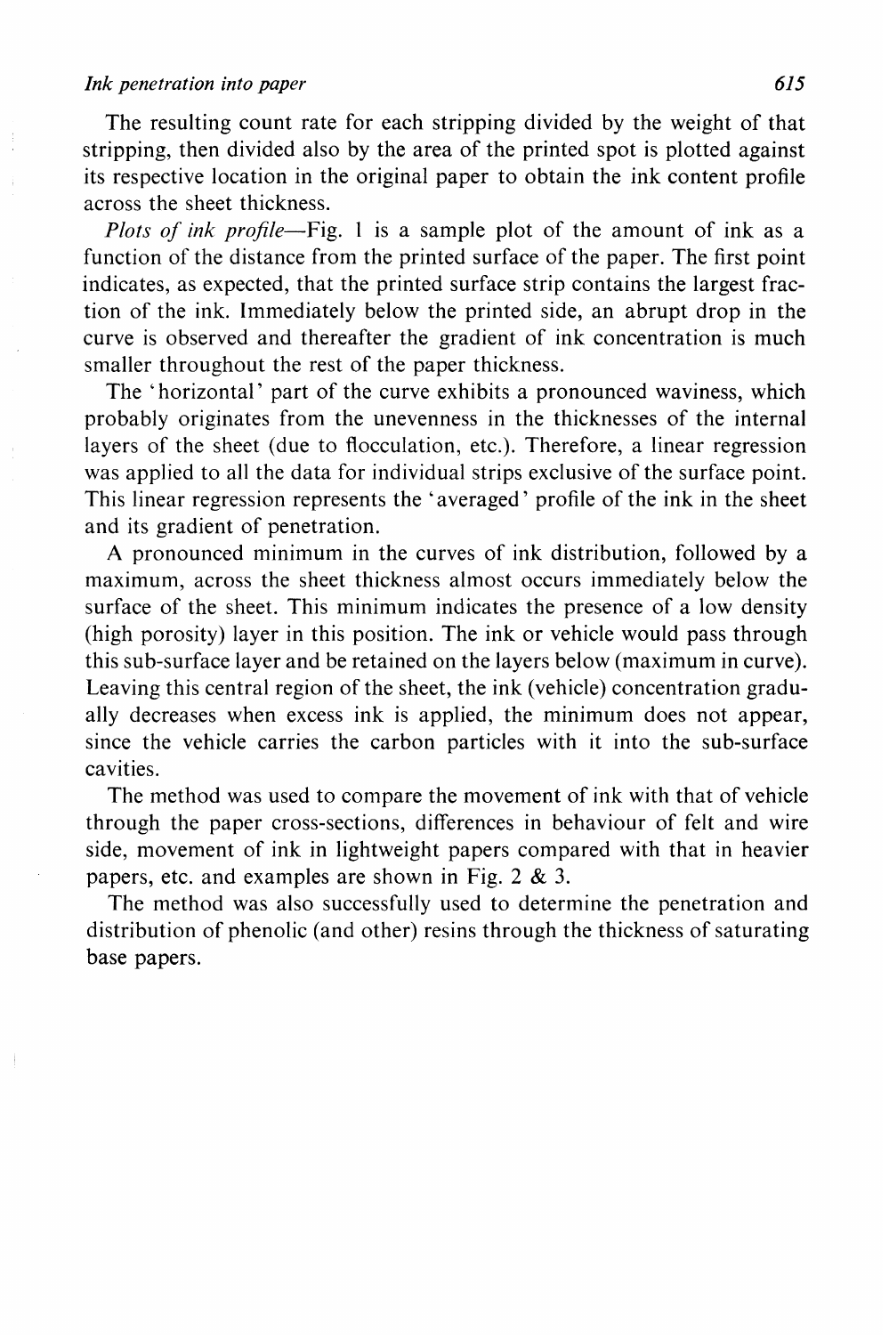The resulting count rate for each stripping divided by the weight of that stripping, then divided also by the area of the printed spot is plotted against its respective location in the original paper to obtain the ink content profile across the sheet thickness.

*Plots of ink profile*—Fig. 1 is a sample plot of the amount of ink as a function of the distance from the printed surface of the paper. The first point indicates, as expected, that the printed surface strip contains the largest fraction of the ink. Immediately below the printed side, an abrupt drop in the curve is observed and thereafter the gradient of ink concentration is much smaller throughout the rest of the paper thickness.

The 'horizontal' part of the curve exhibits a pronounced waviness, which probably originates from the unevenness in the thicknesses of the internal layers of the sheet (due to flocculation, etc.). Therefore, a linear regression was applied to all the data for individual strips exclusive of the surface point. This linear regression represents the 'averaged' profile of the ink in the sheet and its gradient of penetration.

A pronounced minimum in the curves of ink distribution, followed by a maximum, across the sheet thickness almost occurs immediately below the surface of the sheet. This minimum indicates the presence of a low density (high porosity) layer in this position. The ink or vehicle would pass through this sub-surface layer and be retained on the layers below (maximum in curve). Leaving this central region of the sheet, the ink (vehicle) concentration gradually decreases when excess ink is applied, the minimum does not appear, since the vehicle carries the carbon particles with it into the sub-surface cavities.

The method was used to compare the movement of ink with that of vehicle through the paper cross-sections, differences in behaviour of felt and wire side, movement of ink in lightweight papers compared with that in heavier papers, etc. and examples are shown in Fig. 2 & 3.

The method was also successfully used to determine the penetration and distribution of phenolic (and other) resins through the thickness of saturating base papers.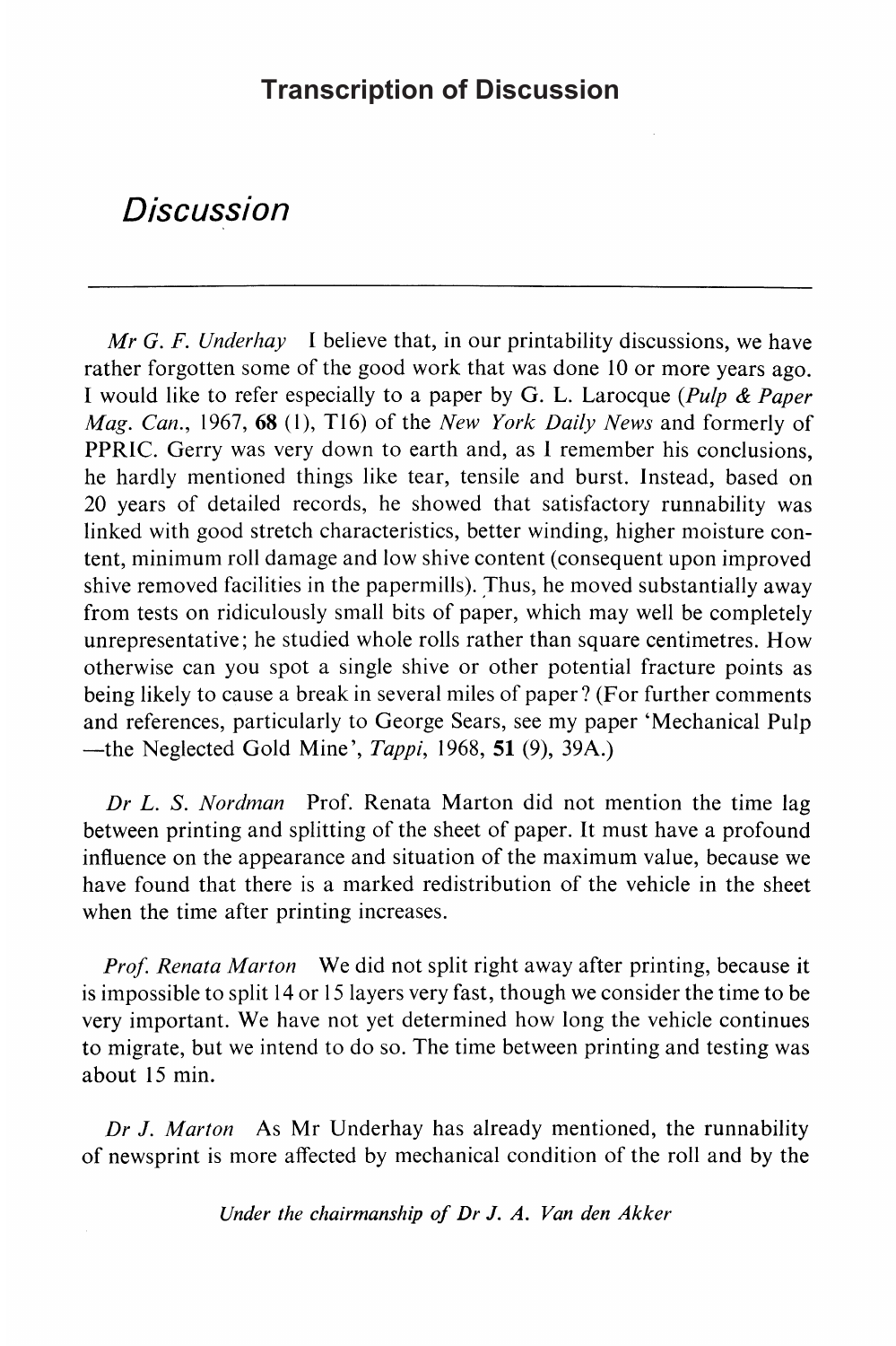## Transcription of Discussion

# *Discussion*

---

*Mr G. F. Underhay* I believe that, in our printability discussions, we have rather forgotten some of the good work that was done 10 or more years ago. I would like to refer especially to a paper by G. L. Larocque (*Pulp & Paper Mag. Can.*, 1967, **68** (1), T16) of the *New York Daily News* and formerly of PPRIC. Gerry was very down to earth and, as I remember his conclusions, he hardly mentioned things like tear, tensile and burst. Instead, based on 20 years of detailed records, he showed that satisfactory runnability was linked with good stretch characteristics, better winding, higher moisture content, minimum roll damage and low shive content (consequent upon improved shive removed facilities in the papermills). Thus, he moved substantially away from tests on ridiculously small bits of paper, which may well be completely unrepresentative; he studied whole rolls rather than square centimetres. How otherwise can you spot a single shive or other potential fracture points as being likely to cause a break in several miles of paper? (For further comments and references, particularly to George Sears, see my paper 'Mechanical Pulp —the Neglected Gold Mine', *Tappi*, 1968, **51** (9), 39A.)

*Dr L. S. Nordman* Prof. Renata Marton did not mention the time lag between printing and splitting of the sheet of paper. It must have a profound influence on the appearance and situation of the maximum value, because we have found that there is a marked redistribution of the vehicle in the sheet when the time after printing increases.

*Prof. Renata Marton* We did not split right away after printing, because it is impossible to split 14 or 15 layers very fast, though we consider the time to be very important. We have not yet determined how long the vehicle continues to migrate, but we intend to do so. The time between printing and testing was about 15 min.

*Dr J. Marton* As Mr Underhay has already mentioned, the runnability of newsprint is more affected by mechanical condition of the roll and by the

*Under the chairmanship of Dr J. A. Van den Akker*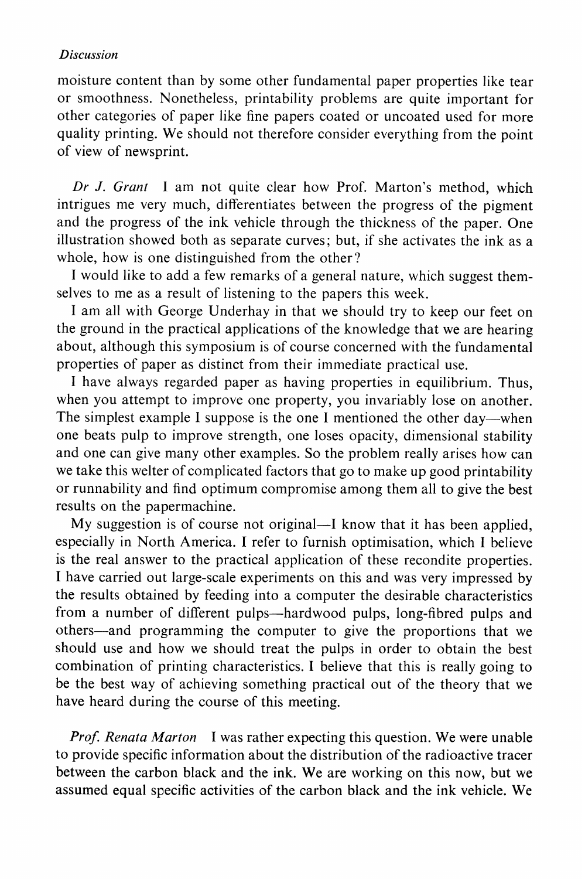moisture content than by some other fundamental paper properties like tear or smoothness. Nonetheless, printability problems are quite important for other categories of paper like fine papers coated or uncoated used for more quality printing. We should not therefore consider everything from the point of view of newsprint.

*Dr J. Grant* I am not quite clear how Prof. Marton's method, which intrigues me very much, differentiates between the progress of the pigment and the progress of the ink vehicle through the thickness of the paper. One illustration showed both as separate curves; but, if she activates the ink as a whole, how is one distinguished from the other?

I would like to add a few remarks of a general nature, which suggest themselves to me as a result of listening to the papers this week.

I am all with George Underhay in that we should try to keep our feet on the ground in the practical applications of the knowledge that we are hearing about, although this symposium is of course concerned with the fundamental properties of paper as distinct from their immediate practical use.

I have always regarded paper as having properties in equilibrium. Thus, when you attempt to improve one property, you invariably lose on another. The simplest example I suppose is the one I mentioned the other day—when one beats pulp to improve strength, one loses opacity, dimensional stability and one can give many other examples. So the problem really arises how can we take this welter of complicated factors that go to make up good printability or runnability and find optimum compromise among them all to give the best results on the papermachine.

My suggestion is of course not original—I know that it has been applied, especially in North America. I refer to furnish optimisation, which I believe is the real answer to the practical application of these recondite properties. I have carried out large-scale experiments on this and was very impressed by the results obtained by feeding into a computer the desirable characteristics from a number of different pulps—hardwood pulps, long-fibred pulps and others—and programming the computer to give the proportions that we should use and how we should treat the pulps in order to obtain the best combination of printing characteristics. I believe that this is really going to be the best way of achieving something practical out of the theory that we have heard during the course of this meeting.

*Prof. Renata Marton* I was rather expecting this question. We were unable to provide specific information about the distribution of the radioactive tracer between the carbon black and the ink. We are working on this now, but we assumed equal specific activities of the carbon black and the ink vehicle. We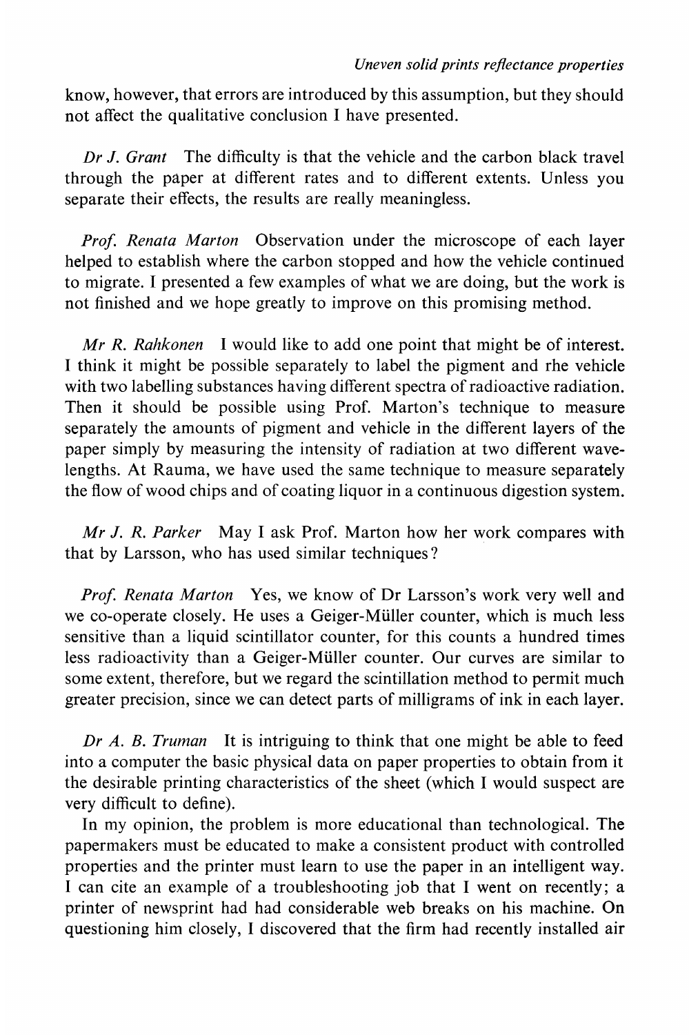know, however, that errors are introduced by this assumption, but they should not affect the qualitative conclusion I have presented.

*Dr J. Grant* The difficulty is that the vehicle and the carbon black travel through the paper at different rates and to different extents. Unless you separate their effects, the results are really meaningless.

*Prof. Renata Marton* Observation under the microscope of each layer helped to establish where the carbon stopped and how the vehicle continued to migrate. I presented a few examples of what we are doing, but the work is not finished and we hope greatly to improve on this promising method.

*Mr R. Rahkonen* I would like to add one point that might be of interest. I think it might be possible separately to label the pigment and rhe vehicle with two labelling substances having different spectra of radioactive radiation. Then it should be possible using Prof. Marton's technique to measure separately the amounts of pigment and vehicle in the different layers of the paper simply by measuring the intensity of radiation at two different wavelengths. At Rauma, we have used the same technique to measure separately the flow of wood chips and of coating liquor in a continuous digestion system.

*Mr J. R. Parker* May I ask Prof. Marton how her work compares with that by Larsson, who has used similar techniques?

*Prof. Renata Marton* Yes, we know of Dr Larsson's work very well and we co-operate closely. He uses a Geiger-Müller counter, which is much less sensitive than a liquid scintillator counter, for this counts a hundred times less radioactivity than a Geiger-Müller counter. Our curves are similar to some extent, therefore, but we regard the scintillation method to permit much greater precision, since we can detect parts of milligrams of ink in each layer.

*Dr A. B. Truman* It is intriguing to think that one might be able to feed into a computer the basic physical data on paper properties to obtain from it the desirable printing characteristics of the sheet (which I would suspect are very difficult to define).

In my opinion, the problem is more educational than technological. The papermakers must be educated to make a consistent product with controlled properties and the printer must learn to use the paper in an intelligent way. I can cite an example of a troubleshooting job that I went on recently; a printer of newsprint had had considerable web breaks on his machine. On questioning him closely, I discovered that the firm had recently installed air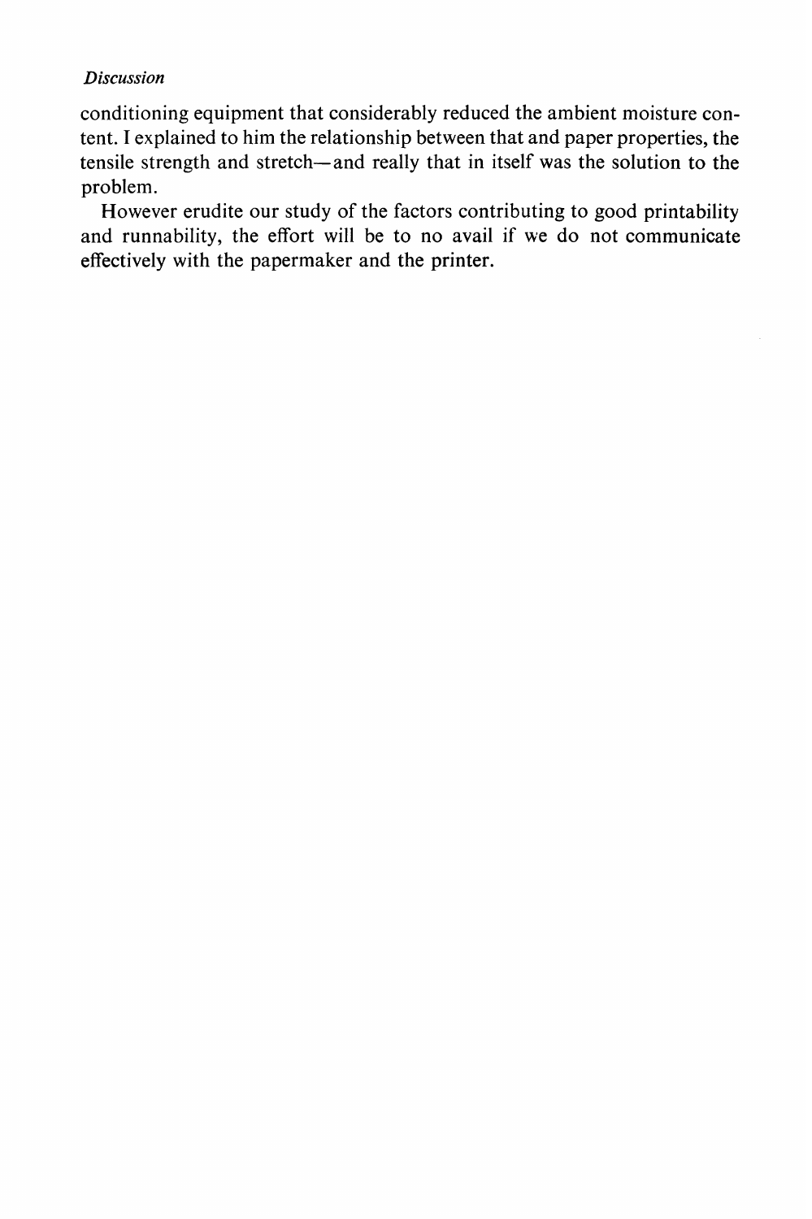conditioning equipment that considerably reduced the ambient moisture content. I explained to him the relationship between that and paper properties, the tensile strength and stretch—and really that in itself was the solution to the problem.

However erudite our study of the factors contributing to good printability and runnability, the effort will be to no avail if we do not communicate effectively with the papermaker and the printer.